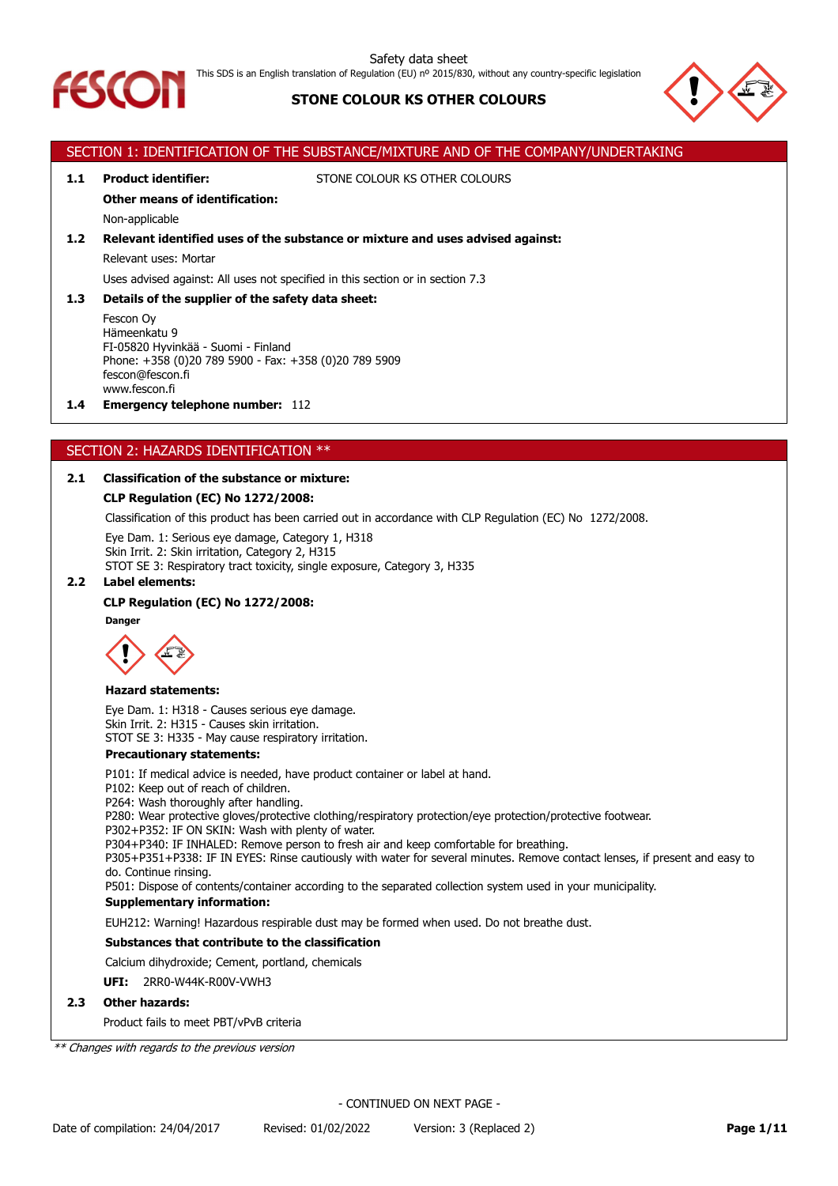# STONE COLOUR KS OTHER COLOURS

## SECTION 1: IDENTIFICATION OF THE SUBSTANCE/MIXTURE AND OF THE COMPANY/UNDERTAKING

**1.1 Product identifier:** STONE COLOUR KS OTHER COLOURS

**Other means of identification:**

Non-applicable

**1.2 Relevant identified uses of the substance or mixture and uses advised against:**

Relevant uses: Mortar

Uses advised against: All uses not specified in this section or in section 7.3

**1.3 Details of the supplier of the safety data sheet:**

Fescon Oy
Hämeenkatu 9
FI-05820 Hyvinkää - Suomi - Finland
Phone: +358 (0)20 789 5900 - Fax: +358 (0)20 789 5909
fescon@fescon.fi
www.fescon.fi

**1.4 Emergency telephone number:** 112

## SECTION 2: HAZARDS IDENTIFICATION **

**2.1 Classification of the substance or mixture:**

**CLP Regulation (EC) No 1272/2008:**

Classification of this product has been carried out in accordance with CLP Regulation (EC) No 1272/2008.

Eye Dam. 1: Serious eye damage, Category 1, H318
Skin Irrit. 2: Skin irritation, Category 2, H315
STOT SE 3: Respiratory tract toxicity, single exposure, Category 3, H335

**2.2 Label elements:**

**CLP Regulation (EC) No 1272/2008:**

**Danger**

**Hazard statements:**

Eye Dam. 1: H318 - Causes serious eye damage.
Skin Irrit. 2: H315 - Causes skin irritation.
STOT SE 3: H335 - May cause respiratory irritation.

**Precautionary statements:**

P101: If medical advice is needed, have product container or label at hand.
P102: Keep out of reach of children.
P264: Wash thoroughly after handling.
P280: Wear protective gloves/protective clothing/respiratory protection/eye protection/protective footwear.
P302+P352: IF ON SKIN: Wash with plenty of water.
P304+P340: IF INHALED: Remove person to fresh air and keep comfortable for breathing.
P305+P351+P338: IF IN EYES: Rinse cautiously with water for several minutes. Remove contact lenses, if present and easy to do. Continue rinsing.
P501: Dispose of contents/container according to the separated collection system used in your municipality.

**Supplementary information:**

EUH212: Warning! Hazardous respirable dust may be formed when used. Do not breathe dust.

**Substances that contribute to the classification**

Calcium dihydroxide; Cement, portland, chemicals

**UFI:** 2RR0-W44K-R00V-VWH3

**2.3 Other hazards:**

Product fails to meet PBT/vPvB criteria

*** Changes with regards to the previous version*

- CONTINUED ON NEXT PAGE -

Date of compilation: 24/04/2017 Revised: 01/02/2022 Version: 3 (Replaced 2)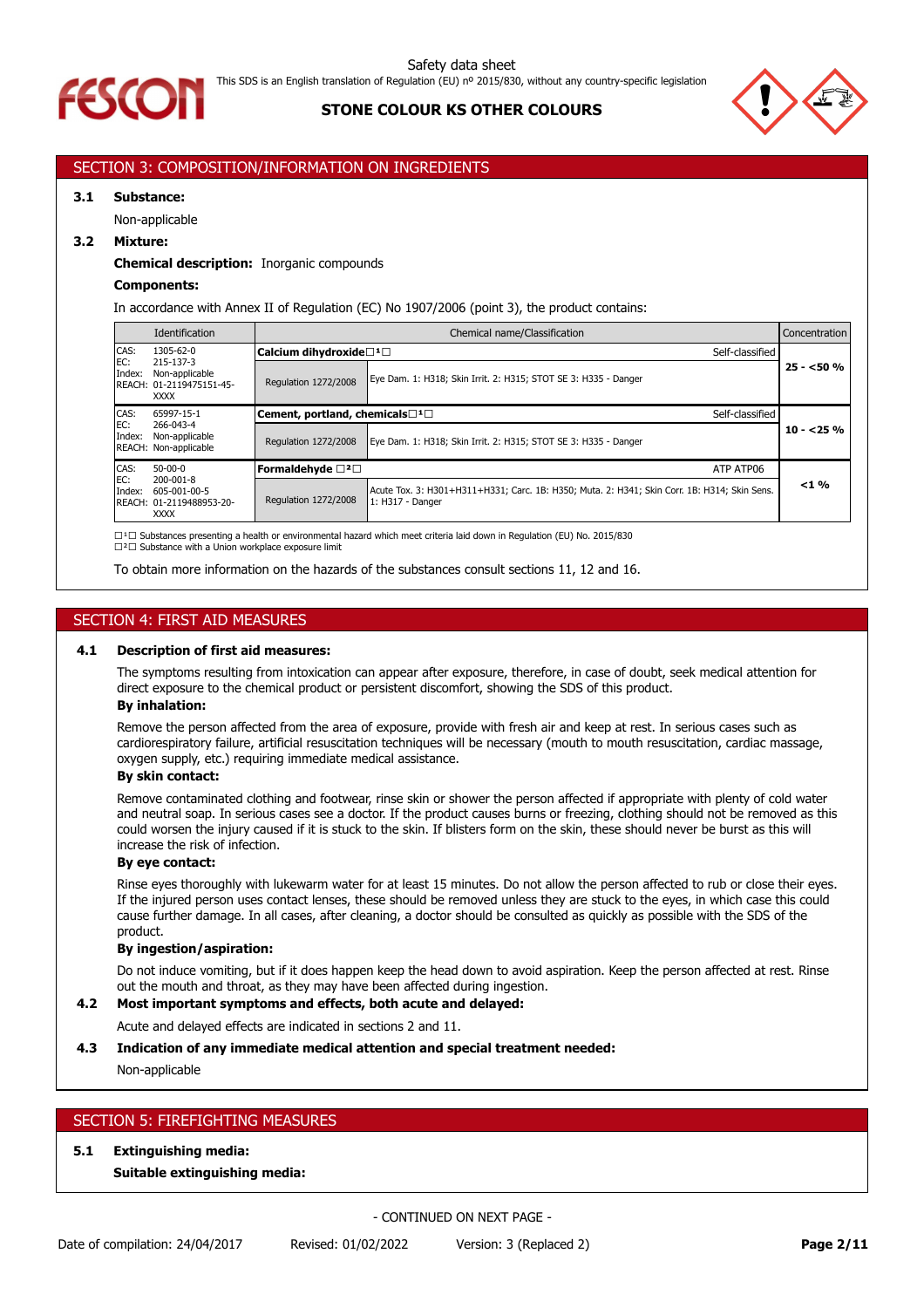## SECTION 3: COMPOSITION/INFORMATION ON INGREDIENTS

**3.1 Substance:**

Non-applicable

**3.2 Mixture:**

**Chemical description:** Inorganic compounds

**Components:**

In accordance with Annex II of Regulation (EC) No 1907/2006 (point 3), the product contains:

| Identification | Chemical name/Classification | | Concentration |
|---|---|---|---|
| CAS: 1305-62-0<br>EC: 215-137-3<br>Index: Non-applicable<br>REACH: 01-2119475151-45-XXXX | **Calcium dihydroxide**[1] | Self-classified | 25 - <50 % |
| | Regulation 1272/2008 | Eye Dam. 1: H318; Skin Irrit. 2: H315; STOT SE 3: H335 - Danger | |
| CAS: 65997-15-1<br>EC: 266-043-4<br>Index: Non-applicable<br>REACH: Non-applicable | **Cement, portland, chemicals**[1] | Self-classified | 10 - <25 % |
| | Regulation 1272/2008 | Eye Dam. 1: H318; Skin Irrit. 2: H315; STOT SE 3: H335 - Danger | |
| CAS: 50-00-0<br>EC: 200-001-8<br>Index: 605-001-00-5<br>REACH: 01-2119488953-20-XXXX | **Formaldehyde** [2] | ATP ATP06 | <1 % |
| | Regulation 1272/2008 | Acute Tox. 3: H301+H311+H331; Carc. 1B: H350; Muta. 2: H341; Skin Corr. 1B: H314; Skin Sens. 1: H317 - Danger | |

[1] Substances presenting a health or environmental hazard which meet criteria laid down in Regulation (EU) No. 2015/830
[2] Substance with a Union workplace exposure limit

To obtain more information on the hazards of the substances consult sections 11, 12 and 16.

## SECTION 4: FIRST AID MEASURES

**4.1 Description of first aid measures:**

The symptoms resulting from intoxication can appear after exposure, therefore, in case of doubt, seek medical attention for direct exposure to the chemical product or persistent discomfort, showing the SDS of this product.

**By inhalation:**

Remove the person affected from the area of exposure, provide with fresh air and keep at rest. In serious cases such as cardiorespiratory failure, artificial resuscitation techniques will be necessary (mouth to mouth resuscitation, cardiac massage, oxygen supply, etc.) requiring immediate medical assistance.

**By skin contact:**

Remove contaminated clothing and footwear, rinse skin or shower the person affected if appropriate with plenty of cold water and neutral soap. In serious cases see a doctor. If the product causes burns or freezing, clothing should not be removed as this could worsen the injury caused if it is stuck to the skin. If blisters form on the skin, these should never be burst as this will increase the risk of infection.

**By eye contact:**

Rinse eyes thoroughly with lukewarm water for at least 15 minutes. Do not allow the person affected to rub or close their eyes. If the injured person uses contact lenses, these should be removed unless they are stuck to the eyes, in which case this could cause further damage. In all cases, after cleaning, a doctor should be consulted as quickly as possible with the SDS of the product.

**By ingestion/aspiration:**

Do not induce vomiting, but if it does happen keep the head down to avoid aspiration. Keep the person affected at rest. Rinse out the mouth and throat, as they may have been affected during ingestion.

**4.2 Most important symptoms and effects, both acute and delayed:**

Acute and delayed effects are indicated in sections 2 and 11.

**4.3 Indication of any immediate medical attention and special treatment needed:**

Non-applicable

## SECTION 5: FIREFIGHTING MEASURES

**5.1 Extinguishing media:**

**Suitable extinguishing media:**

- CONTINUED ON NEXT PAGE -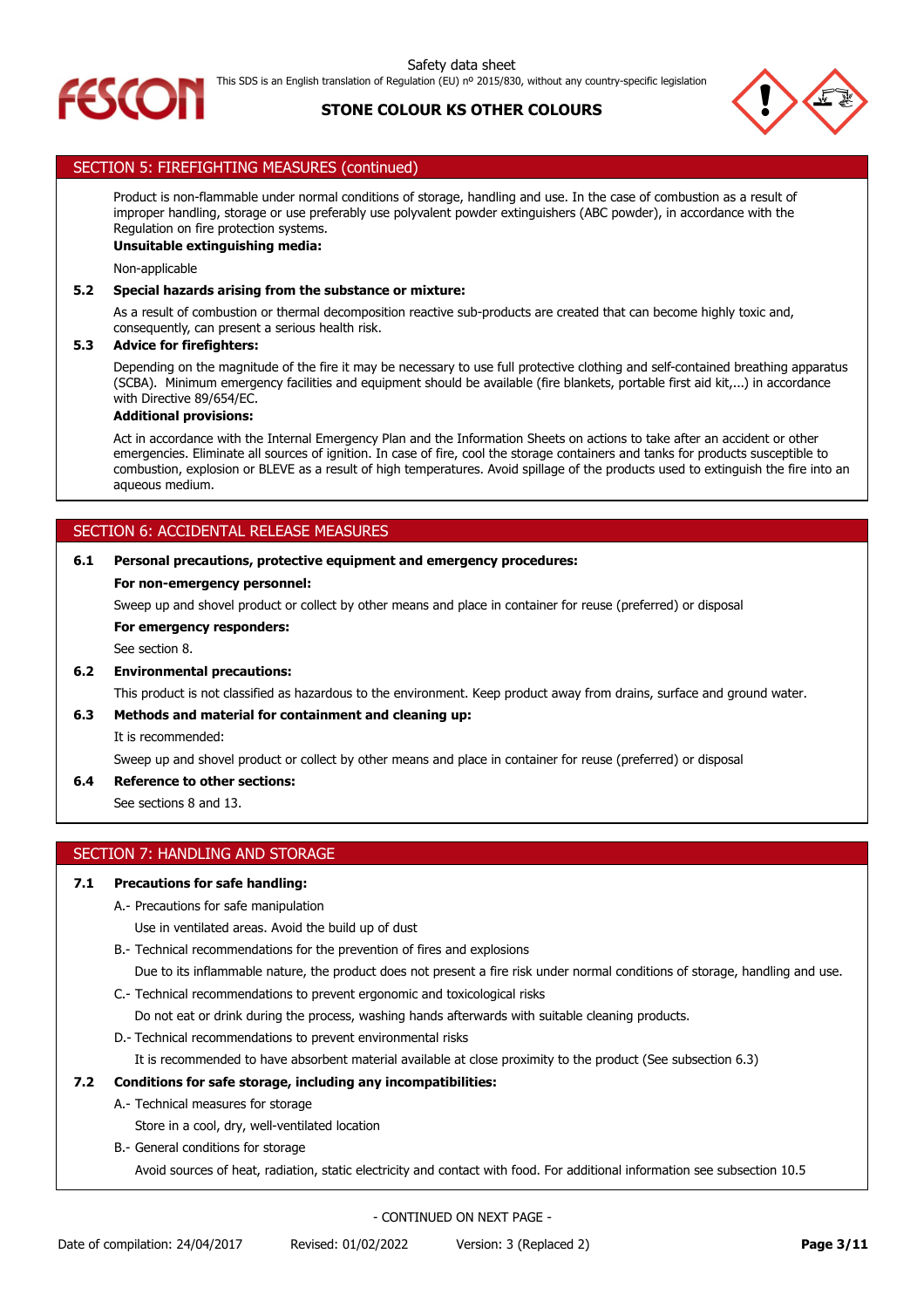## SECTION 5: FIREFIGHTING MEASURES (continued)

Product is non-flammable under normal conditions of storage, handling and use. In the case of combustion as a result of improper handling, storage or use preferably use polyvalent powder extinguishers (ABC powder), in accordance with the Regulation on fire protection systems.

**Unsuitable extinguishing media:**

Non-applicable

**5.2 Special hazards arising from the substance or mixture:**

As a result of combustion or thermal decomposition reactive sub-products are created that can become highly toxic and, consequently, can present a serious health risk.

**5.3 Advice for firefighters:**

Depending on the magnitude of the fire it may be necessary to use full protective clothing and self-contained breathing apparatus (SCBA). Minimum emergency facilities and equipment should be available (fire blankets, portable first aid kit,...) in accordance with Directive 89/654/EC.

**Additional provisions:**

Act in accordance with the Internal Emergency Plan and the Information Sheets on actions to take after an accident or other emergencies. Eliminate all sources of ignition. In case of fire, cool the storage containers and tanks for products susceptible to combustion, explosion or BLEVE as a result of high temperatures. Avoid spillage of the products used to extinguish the fire into an aqueous medium.

## SECTION 6: ACCIDENTAL RELEASE MEASURES

**6.1 Personal precautions, protective equipment and emergency procedures:**

**For non-emergency personnel:**

Sweep up and shovel product or collect by other means and place in container for reuse (preferred) or disposal

**For emergency responders:**

See section 8.

**6.2 Environmental precautions:**

This product is not classified as hazardous to the environment. Keep product away from drains, surface and ground water.

**6.3 Methods and material for containment and cleaning up:**

It is recommended:

Sweep up and shovel product or collect by other means and place in container for reuse (preferred) or disposal

**6.4 Reference to other sections:**

See sections 8 and 13.

## SECTION 7: HANDLING AND STORAGE

**7.1 Precautions for safe handling:**

A.- Precautions for safe manipulation

Use in ventilated areas. Avoid the build up of dust

B.- Technical recommendations for the prevention of fires and explosions

Due to its inflammable nature, the product does not present a fire risk under normal conditions of storage, handling and use.

C.- Technical recommendations to prevent ergonomic and toxicological risks

Do not eat or drink during the process, washing hands afterwards with suitable cleaning products.

D.- Technical recommendations to prevent environmental risks

It is recommended to have absorbent material available at close proximity to the product (See subsection 6.3)

**7.2 Conditions for safe storage, including any incompatibilities:**

A.- Technical measures for storage

Store in a cool, dry, well-ventilated location

B.- General conditions for storage

Avoid sources of heat, radiation, static electricity and contact with food. For additional information see subsection 10.5

- CONTINUED ON NEXT PAGE -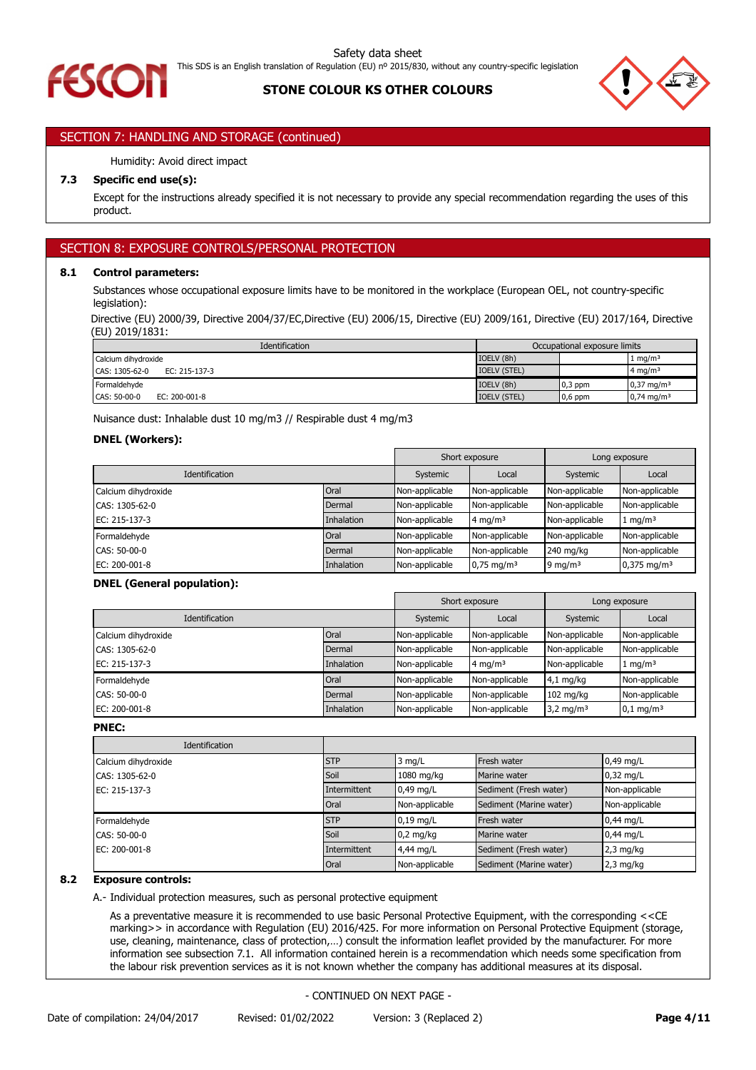## SECTION 7: HANDLING AND STORAGE (continued)

Humidity: Avoid direct impact

### 7.3 Specific end use(s):

Except for the instructions already specified it is not necessary to provide any special recommendation regarding the uses of this product.

## SECTION 8: EXPOSURE CONTROLS/PERSONAL PROTECTION

### 8.1 Control parameters:

Substances whose occupational exposure limits have to be monitored in the workplace (European OEL, not country-specific legislation):

Directive (EU) 2000/39, Directive 2004/37/EC,Directive (EU) 2006/15, Directive (EU) 2009/161, Directive (EU) 2017/164, Directive (EU) 2019/1831:

| Identification | Occupational exposure limits | | |
|---|---|---|---|
| Calcium dihydroxide<br>CAS: 1305-62-0 EC: 215-137-3 | IOELV (8h) | | 1 mg/m³ |
| | IOELV (STEL) | | 4 mg/m³ |
| Formaldehyde<br>CAS: 50-00-0 EC: 200-001-8 | IOELV (8h) | 0,3 ppm | 0,37 mg/m³ |
| | IOELV (STEL) | 0,6 ppm | 0,74 mg/m³ |

Nuisance dust: Inhalable dust 10 mg/m3 // Respirable dust 4 mg/m3

**DNEL (Workers):**

| | | Short exposure | | Long exposure | |
|---|---|---|---|---|---|
| Identification | | Systemic | Local | Systemic | Local |
| Calcium dihydroxide | Oral | Non-applicable | Non-applicable | Non-applicable | Non-applicable |
| CAS: 1305-62-0 | Dermal | Non-applicable | Non-applicable | Non-applicable | Non-applicable |
| EC: 215-137-3 | Inhalation | Non-applicable | 4 mg/m³ | Non-applicable | 1 mg/m³ |
| Formaldehyde | Oral | Non-applicable | Non-applicable | Non-applicable | Non-applicable |
| CAS: 50-00-0 | Dermal | Non-applicable | Non-applicable | 240 mg/kg | Non-applicable |
| EC: 200-001-8 | Inhalation | Non-applicable | 0,75 mg/m³ | 9 mg/m³ | 0,375 mg/m³ |

**DNEL (General population):**

| | | Short exposure | | Long exposure | |
|---|---|---|---|---|---|
| Identification | | Systemic | Local | Systemic | Local |
| Calcium dihydroxide | Oral | Non-applicable | Non-applicable | Non-applicable | Non-applicable |
| CAS: 1305-62-0 | Dermal | Non-applicable | Non-applicable | Non-applicable | Non-applicable |
| EC: 215-137-3 | Inhalation | Non-applicable | 4 mg/m³ | Non-applicable | 1 mg/m³ |
| Formaldehyde | Oral | Non-applicable | Non-applicable | 4,1 mg/kg | Non-applicable |
| CAS: 50-00-0 | Dermal | Non-applicable | Non-applicable | 102 mg/kg | Non-applicable |
| EC: 200-001-8 | Inhalation | Non-applicable | Non-applicable | 3,2 mg/m³ | 0,1 mg/m³ |

**PNEC:**

| Identification | | | | |
|---|---|---|---|---|
| Calcium dihydroxide | STP | 3 mg/L | Fresh water | 0,49 mg/L |
| CAS: 1305-62-0 | Soil | 1080 mg/kg | Marine water | 0,32 mg/L |
| EC: 215-137-3 | Intermittent | 0,49 mg/L | Sediment (Fresh water) | Non-applicable |
| | Oral | Non-applicable | Sediment (Marine water) | Non-applicable |
| Formaldehyde | STP | 0,19 mg/L | Fresh water | 0,44 mg/L |
| CAS: 50-00-0 | Soil | 0,2 mg/kg | Marine water | 0,44 mg/L |
| EC: 200-001-8 | Intermittent | 4,44 mg/L | Sediment (Fresh water) | 2,3 mg/kg |
| | Oral | Non-applicable | Sediment (Marine water) | 2,3 mg/kg |

### 8.2 Exposure controls:

A.- Individual protection measures, such as personal protective equipment

As a preventative measure it is recommended to use basic Personal Protective Equipment, with the corresponding <<CE marking>> in accordance with Regulation (EU) 2016/425. For more information on Personal Protective Equipment (storage, use, cleaning, maintenance, class of protection,…) consult the information leaflet provided by the manufacturer. For more information see subsection 7.1. All information contained herein is a recommendation which needs some specification from the labour risk prevention services as it is not known whether the company has additional measures at its disposal.

- CONTINUED ON NEXT PAGE -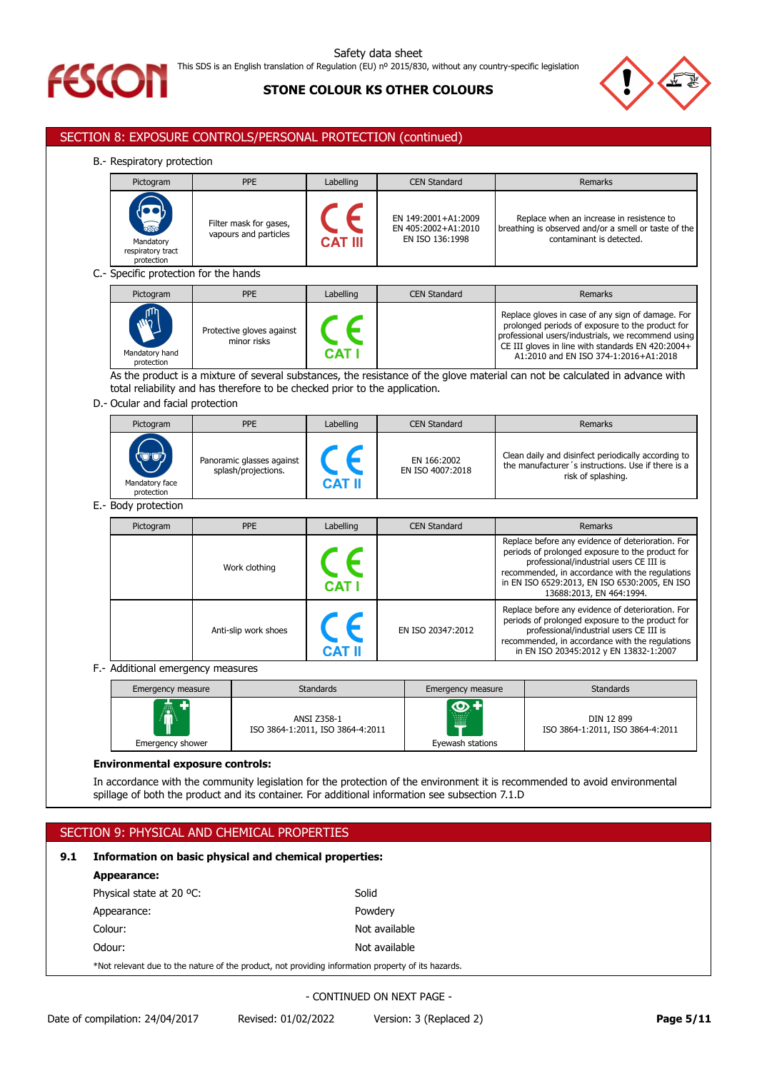## SECTION 8: EXPOSURE CONTROLS/PERSONAL PROTECTION (continued)

B.- Respiratory protection

| Pictogram | PPE | Labelling | CEN Standard | Remarks |
|---|---|---|---|---|
| Mandatory respiratory tract protection | Filter mask for gases, vapours and particles | CE CAT III | EN 149:2001+A1:2009 EN 405:2002+A1:2010 EN ISO 136:1998 | Replace when an increase in resistence to breathing is observed and/or a smell or taste of the contaminant is detected. |

C.- Specific protection for the hands

| Pictogram | PPE | Labelling | CEN Standard | Remarks |
|---|---|---|---|---|
| Mandatory hand protection | Protective gloves against minor risks | CE CAT I | | Replace gloves in case of any sign of damage. For prolonged periods of exposure to the product for professional users/industrials, we recommend using CE III gloves in line with standards EN 420:2004+ A1:2010 and EN ISO 374-1:2016+A1:2018 |

As the product is a mixture of several substances, the resistance of the glove material can not be calculated in advance with total reliability and has therefore to be checked prior to the application.

D.- Ocular and facial protection

| Pictogram | PPE | Labelling | CEN Standard | Remarks |
|---|---|---|---|---|
| Mandatory face protection | Panoramic glasses against splash/projections. | CE CAT II | EN 166:2002 EN ISO 4007:2018 | Clean daily and disinfect periodically according to the manufacturer´s instructions. Use if there is a risk of splashing. |

E.- Body protection

| Pictogram | PPE | Labelling | CEN Standard | Remarks |
|---|---|---|---|---|
| | Work clothing | CE CAT I | | Replace before any evidence of deterioration. For periods of prolonged exposure to the product for professional/industrial users CE III is recommended, in accordance with the regulations in EN ISO 6529:2013, EN ISO 6530:2005, EN ISO 13688:2013, EN 464:1994. |
| | Anti-slip work shoes | CE CAT II | EN ISO 20347:2012 | Replace before any evidence of deterioration. For periods of prolonged exposure to the product for professional/industrial users CE III is recommended, in accordance with the regulations in EN ISO 20345:2012 y EN 13832-1:2007 |

F.- Additional emergency measures

| Emergency measure | Standards | Emergency measure | Standards |
|---|---|---|---|
| Emergency shower | ANSI Z358-1 ISO 3864-1:2011, ISO 3864-4:2011 | Eyewash stations | DIN 12 899 ISO 3864-1:2011, ISO 3864-4:2011 |

**Environmental exposure controls:**

In accordance with the community legislation for the protection of the environment it is recommended to avoid environmental spillage of both the product and its container. For additional information see subsection 7.1.D

## SECTION 9: PHYSICAL AND CHEMICAL PROPERTIES

**9.1 Information on basic physical and chemical properties:**

**Appearance:**

| | |
|---|---|
| Physical state at 20 ºC: | Solid |
| Appearance: | Powdery |
| Colour: | Not available |
| Odour: | Not available |

*Not relevant due to the nature of the product, not providing information property of its hazards.

- CONTINUED ON NEXT PAGE -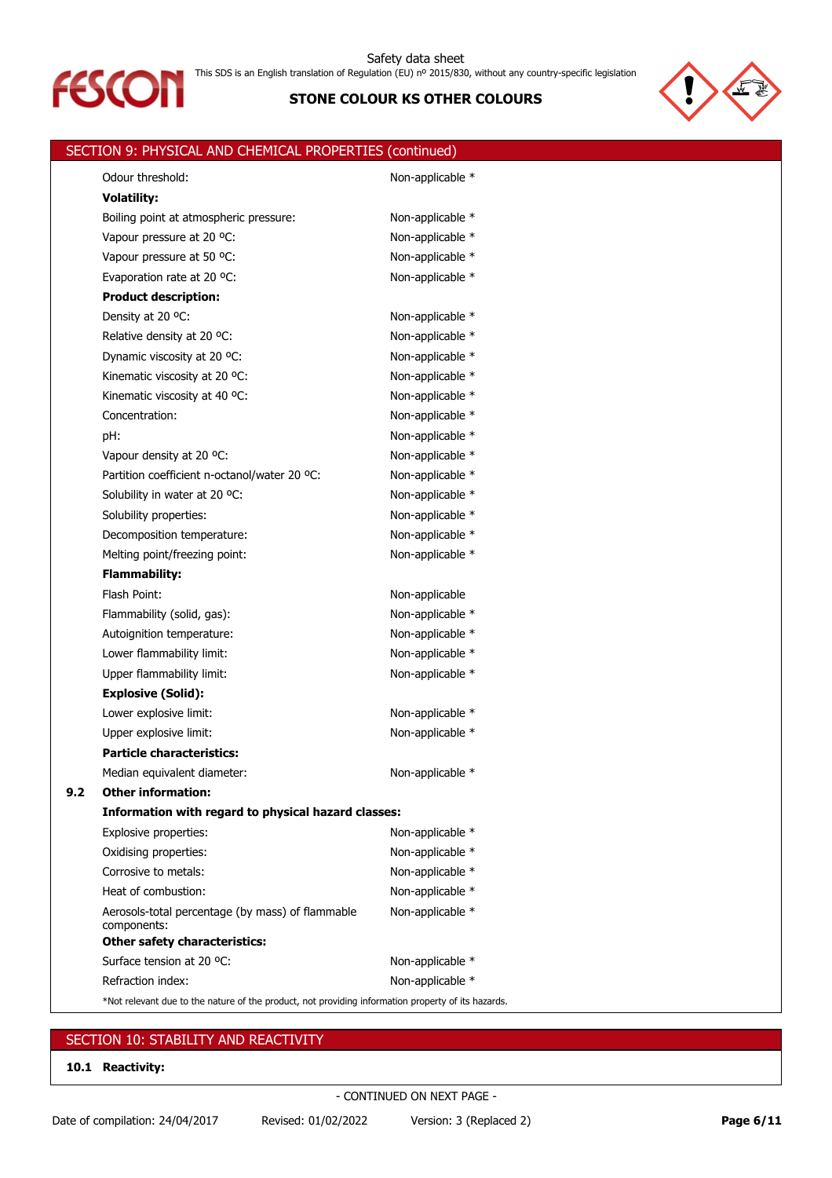## SECTION 9: PHYSICAL AND CHEMICAL PROPERTIES (continued)

| | | |
|---|---|---|
| | Odour threshold: | Non-applicable * |
| | **Volatility:** | |
| | Boiling point at atmospheric pressure: | Non-applicable * |
| | Vapour pressure at 20 ºC: | Non-applicable * |
| | Vapour pressure at 50 ºC: | Non-applicable * |
| | Evaporation rate at 20 ºC: | Non-applicable * |
| | **Product description:** | |
| | Density at 20 ºC: | Non-applicable * |
| | Relative density at 20 ºC: | Non-applicable * |
| | Dynamic viscosity at 20 ºC: | Non-applicable * |
| | Kinematic viscosity at 20 ºC: | Non-applicable * |
| | Kinematic viscosity at 40 ºC: | Non-applicable * |
| | Concentration: | Non-applicable * |
| | pH: | Non-applicable * |
| | Vapour density at 20 ºC: | Non-applicable * |
| | Partition coefficient n-octanol/water 20 ºC: | Non-applicable * |
| | Solubility in water at 20 ºC: | Non-applicable * |
| | Solubility properties: | Non-applicable * |
| | Decomposition temperature: | Non-applicable * |
| | Melting point/freezing point: | Non-applicable * |
| | **Flammability:** | |
| | Flash Point: | Non-applicable |
| | Flammability (solid, gas): | Non-applicable * |
| | Autoignition temperature: | Non-applicable * |
| | Lower flammability limit: | Non-applicable * |
| | Upper flammability limit: | Non-applicable * |
| | **Explosive (Solid):** | |
| | Lower explosive limit: | Non-applicable * |
| | Upper explosive limit: | Non-applicable * |
| | **Particle characteristics:** | |
| | Median equivalent diameter: | Non-applicable * |
| **9.2** | **Other information:** | |
| | **Information with regard to physical hazard classes:** | |
| | Explosive properties: | Non-applicable * |
| | Oxidising properties: | Non-applicable * |
| | Corrosive to metals: | Non-applicable * |
| | Heat of combustion: | Non-applicable * |
| | Aerosols-total percentage (by mass) of flammable components: | Non-applicable * |
| | **Other safety characteristics:** | |
| | Surface tension at 20 ºC: | Non-applicable * |
| | Refraction index: | Non-applicable * |

*Not relevant due to the nature of the product, not providing information property of its hazards.

## SECTION 10: STABILITY AND REACTIVITY

**10.1 Reactivity:**

- CONTINUED ON NEXT PAGE -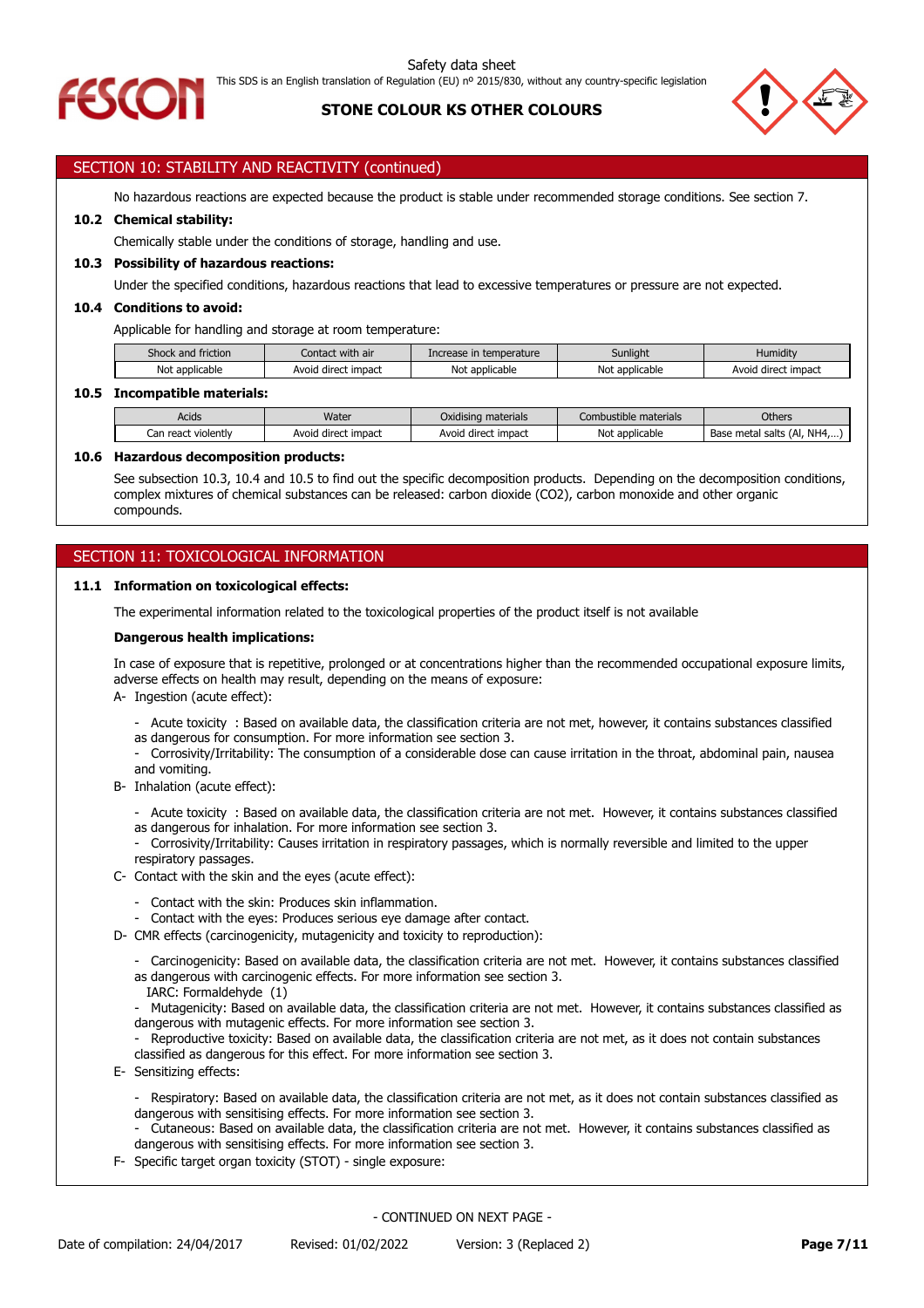## SECTION 10: STABILITY AND REACTIVITY (continued)

No hazardous reactions are expected because the product is stable under recommended storage conditions. See section 7.

**10.2 Chemical stability:**

Chemically stable under the conditions of storage, handling and use.

**10.3 Possibility of hazardous reactions:**

Under the specified conditions, hazardous reactions that lead to excessive temperatures or pressure are not expected.

**10.4 Conditions to avoid:**

Applicable for handling and storage at room temperature:

| Shock and friction | Contact with air | Increase in temperature | Sunlight | Humidity |
|---|---|---|---|---|
| Not applicable | Avoid direct impact | Not applicable | Not applicable | Avoid direct impact |

**10.5 Incompatible materials:**

| Acids | Water | Oxidising materials | Combustible materials | Others |
|---|---|---|---|---|
| Can react violently | Avoid direct impact | Avoid direct impact | Not applicable | Base metal salts (Al, NH4,...) |

**10.6 Hazardous decomposition products:**

See subsection 10.3, 10.4 and 10.5 to find out the specific decomposition products. Depending on the decomposition conditions, complex mixtures of chemical substances can be released: carbon dioxide ($CO_2$), carbon monoxide and other organic compounds.

## SECTION 11: TOXICOLOGICAL INFORMATION

**11.1 Information on toxicological effects:**

The experimental information related to the toxicological properties of the product itself is not available

**Dangerous health implications:**

In case of exposure that is repetitive, prolonged or at concentrations higher than the recommended occupational exposure limits, adverse effects on health may result, depending on the means of exposure:

A- Ingestion (acute effect):

- Acute toxicity : Based on available data, the classification criteria are not met, however, it contains substances classified as dangerous for consumption. For more information see section 3.
- Corrosivity/Irritability: The consumption of a considerable dose can cause irritation in the throat, abdominal pain, nausea and vomiting.

B- Inhalation (acute effect):

- Acute toxicity : Based on available data, the classification criteria are not met. However, it contains substances classified as dangerous for inhalation. For more information see section 3.
- Corrosivity/Irritability: Causes irritation in respiratory passages, which is normally reversible and limited to the upper respiratory passages.

C- Contact with the skin and the eyes (acute effect):

- Contact with the skin: Produces skin inflammation.
- Contact with the eyes: Produces serious eye damage after contact.

D- CMR effects (carcinogenicity, mutagenicity and toxicity to reproduction):

- Carcinogenicity: Based on available data, the classification criteria are not met. However, it contains substances classified as dangerous with carcinogenic effects. For more information see section 3.
  IARC: Formaldehyde (1)
- Mutagenicity: Based on available data, the classification criteria are not met. However, it contains substances classified as dangerous with mutagenic effects. For more information see section 3.
- Reproductive toxicity: Based on available data, the classification criteria are not met, as it does not contain substances classified as dangerous for this effect. For more information see section 3.

E- Sensitizing effects:

- Respiratory: Based on available data, the classification criteria are not met, as it does not contain substances classified as dangerous with sensitising effects. For more information see section 3.
- Cutaneous: Based on available data, the classification criteria are not met. However, it contains substances classified as dangerous with sensitising effects. For more information see section 3.

F- Specific target organ toxicity (STOT) - single exposure:

- CONTINUED ON NEXT PAGE -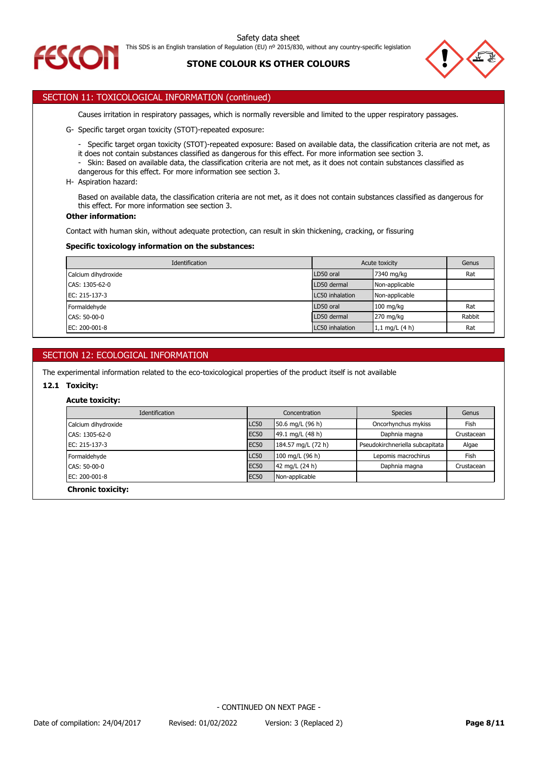## SECTION 11: TOXICOLOGICAL INFORMATION (continued)

Causes irritation in respiratory passages, which is normally reversible and limited to the upper respiratory passages.

G- Specific target organ toxicity (STOT)-repeated exposure:

- Specific target organ toxicity (STOT)-repeated exposure: Based on available data, the classification criteria are not met, as it does not contain substances classified as dangerous for this effect. For more information see section 3.
- Skin: Based on available data, the classification criteria are not met, as it does not contain substances classified as dangerous for this effect. For more information see section 3.

H- Aspiration hazard:

Based on available data, the classification criteria are not met, as it does not contain substances classified as dangerous for this effect. For more information see section 3.

**Other information:**

Contact with human skin, without adequate protection, can result in skin thickening, cracking, or fissuring

**Specific toxicology information on the substances:**

| Identification | Acute toxicity | | Genus |
|---|---|---|---|
| Calcium dihydroxide | LD50 oral | 7340 mg/kg | Rat |
| CAS: 1305-62-0 | LD50 dermal | Non-applicable | |
| EC: 215-137-3 | LC50 inhalation | Non-applicable | |
| Formaldehyde | LD50 oral | 100 mg/kg | Rat |
| CAS: 50-00-0 | LD50 dermal | 270 mg/kg | Rabbit |
| EC: 200-001-8 | LC50 inhalation | 1,1 mg/L (4 h) | Rat |

## SECTION 12: ECOLOGICAL INFORMATION

The experimental information related to the eco-toxicological properties of the product itself is not available

### 12.1 Toxicity:

**Acute toxicity:**

| Identification | Concentration | | Species | Genus |
|---|---|---|---|---|
| Calcium dihydroxide | LC50 | 50.6 mg/L (96 h) | Oncorhynchus mykiss | Fish |
| CAS: 1305-62-0 | EC50 | 49.1 mg/L (48 h) | Daphnia magna | Crustacean |
| EC: 215-137-3 | EC50 | 184.57 mg/L (72 h) | Pseudokirchneriella subcapitata | Algae |
| Formaldehyde | LC50 | 100 mg/L (96 h) | Lepomis macrochirus | Fish |
| CAS: 50-00-0 | EC50 | 42 mg/L (24 h) | Daphnia magna | Crustacean |
| EC: 200-001-8 | EC50 | Non-applicable | | |

**Chronic toxicity:**

- CONTINUED ON NEXT PAGE -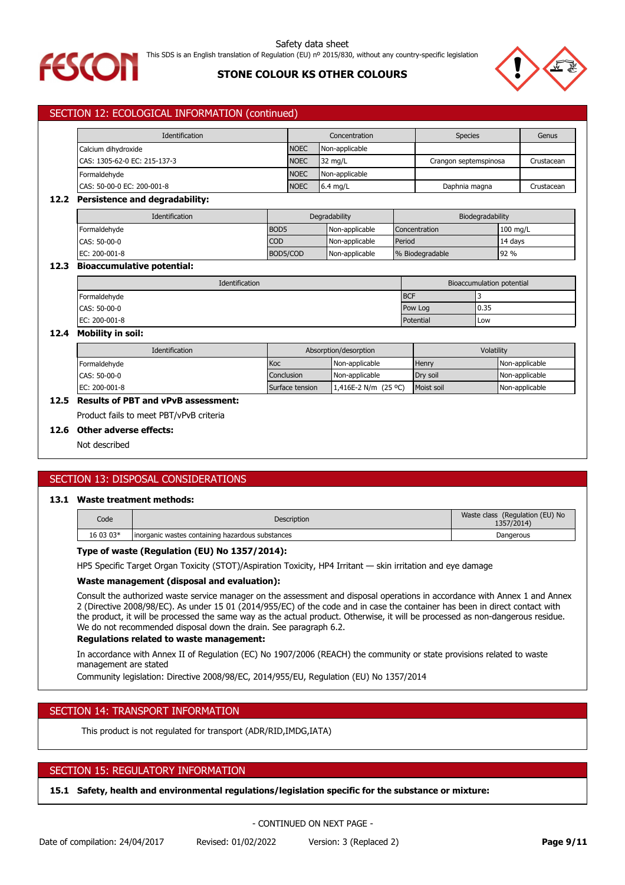## SECTION 12: ECOLOGICAL INFORMATION (continued)

| Identification | Concentration | | Species | Genus |
|---|---|---|---|---|
| Calcium dihydroxide | NOEC | Non-applicable | | |
| CAS: 1305-62-0 EC: 215-137-3 | NOEC | 32 mg/L | Crangon septemspinosa | Crustacean |
| Formaldehyde | NOEC | Non-applicable | | |
| CAS: 50-00-0 EC: 200-001-8 | NOEC | 6.4 mg/L | Daphnia magna | Crustacean |

### 12.2 Persistence and degradability:

| Identification | Degradability | | Biodegradability | |
|---|---|---|---|---|
| Formaldehyde | BOD5 | Non-applicable | Concentration | 100 mg/L |
| CAS: 50-00-0 | COD | Non-applicable | Period | 14 days |
| EC: 200-001-8 | BOD5/COD | Non-applicable | % Biodegradable | 92 % |

### 12.3 Bioaccumulative potential:

| Identification | Bioaccumulation potential | |
|---|---|---|
| Formaldehyde | BCF | 3 |
| CAS: 50-00-0 | Pow Log | 0.35 |
| EC: 200-001-8 | Potential | Low |

### 12.4 Mobility in soil:

| Identification | Absorption/desorption | | Volatility | |
|---|---|---|---|---|
| Formaldehyde | Koc | Non-applicable | Henry | Non-applicable |
| CAS: 50-00-0 | Conclusion | Non-applicable | Dry soil | Non-applicable |
| EC: 200-001-8 | Surface tension | 1,416E-2 N/m (25 ºC) | Moist soil | Non-applicable |

### 12.5 Results of PBT and vPvB assessment:

Product fails to meet PBT/vPvB criteria

### 12.6 Other adverse effects:

Not described

## SECTION 13: DISPOSAL CONSIDERATIONS

### 13.1 Waste treatment methods:

| Code | Description | Waste class (Regulation (EU) No 1357/2014) |
|---|---|---|
| 16 03 03* | inorganic wastes containing hazardous substances | Dangerous |

**Type of waste (Regulation (EU) No 1357/2014):**

HP5 Specific Target Organ Toxicity (STOT)/Aspiration Toxicity, HP4 Irritant — skin irritation and eye damage

**Waste management (disposal and evaluation):**

Consult the authorized waste service manager on the assessment and disposal operations in accordance with Annex 1 and Annex 2 (Directive 2008/98/EC). As under 15 01 (2014/955/EC) of the code and in case the container has been in direct contact with the product, it will be processed the same way as the actual product. Otherwise, it will be processed as non-dangerous residue. We do not recommended disposal down the drain. See paragraph 6.2.

**Regulations related to waste management:**

In accordance with Annex II of Regulation (EC) No 1907/2006 (REACH) the community or state provisions related to waste management are stated

Community legislation: Directive 2008/98/EC, 2014/955/EU, Regulation (EU) No 1357/2014

## SECTION 14: TRANSPORT INFORMATION

This product is not regulated for transport (ADR/RID,IMDG,IATA)

## SECTION 15: REGULATORY INFORMATION

### 15.1 Safety, health and environmental regulations/legislation specific for the substance or mixture:

- CONTINUED ON NEXT PAGE -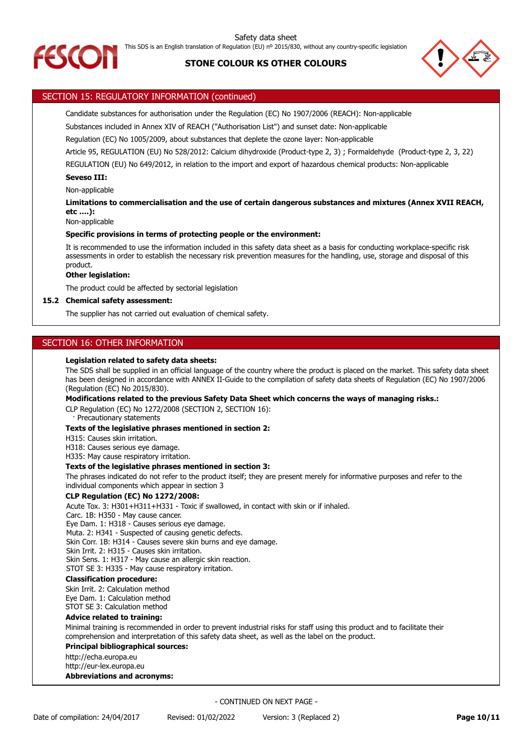## SECTION 15: REGULATORY INFORMATION (continued)

Candidate substances for authorisation under the Regulation (EC) No 1907/2006 (REACH): Non-applicable

Substances included in Annex XIV of REACH ("Authorisation List") and sunset date: Non-applicable

Regulation (EC) No 1005/2009, about substances that deplete the ozone layer: Non-applicable

Article 95, REGULATION (EU) No 528/2012: Calcium dihydroxide (Product-type 2, 3) ; Formaldehyde (Product-type 2, 3, 22)

REGULATION (EU) No 649/2012, in relation to the import and export of hazardous chemical products: Non-applicable

**Seveso III:**

Non-applicable

**Limitations to commercialisation and the use of certain dangerous substances and mixtures (Annex XVII REACH, etc ….):**

Non-applicable

**Specific provisions in terms of protecting people or the environment:**

It is recommended to use the information included in this safety data sheet as a basis for conducting workplace-specific risk assessments in order to establish the necessary risk prevention measures for the handling, use, storage and disposal of this product.

**Other legislation:**

The product could be affected by sectorial legislation

**15.2 Chemical safety assessment:**

The supplier has not carried out evaluation of chemical safety.

## SECTION 16: OTHER INFORMATION

**Legislation related to safety data sheets:**

The SDS shall be supplied in an official language of the country where the product is placed on the market. This safety data sheet has been designed in accordance with ANNEX II-Guide to the compilation of safety data sheets of Regulation (EC) No 1907/2006 (Regulation (EC) No 2015/830).

**Modifications related to the previous Safety Data Sheet which concerns the ways of managing risks.:**

CLP Regulation (EC) No 1272/2008 (SECTION 2, SECTION 16):
- Precautionary statements

**Texts of the legislative phrases mentioned in section 2:**

H315: Causes skin irritation.
H318: Causes serious eye damage.
H335: May cause respiratory irritation.

**Texts of the legislative phrases mentioned in section 3:**

The phrases indicated do not refer to the product itself; they are present merely for informative purposes and refer to the individual components which appear in section 3

**CLP Regulation (EC) No 1272/2008:**

Acute Tox. 3: H301+H311+H331 - Toxic if swallowed, in contact with skin or if inhaled.
Carc. 1B: H350 - May cause cancer.
Eye Dam. 1: H318 - Causes serious eye damage.
Muta. 2: H341 - Suspected of causing genetic defects.
Skin Corr. 1B: H314 - Causes severe skin burns and eye damage.
Skin Irrit. 2: H315 - Causes skin irritation.
Skin Sens. 1: H317 - May cause an allergic skin reaction.
STOT SE 3: H335 - May cause respiratory irritation.

**Classification procedure:**

Skin Irrit. 2: Calculation method
Eye Dam. 1: Calculation method
STOT SE 3: Calculation method

**Advice related to training:**

Minimal training is recommended in order to prevent industrial risks for staff using this product and to facilitate their comprehension and interpretation of this safety data sheet, as well as the label on the product.

**Principal bibliographical sources:**

http://echa.europa.eu
http://eur-lex.europa.eu

**Abbreviations and acronyms:**

- CONTINUED ON NEXT PAGE -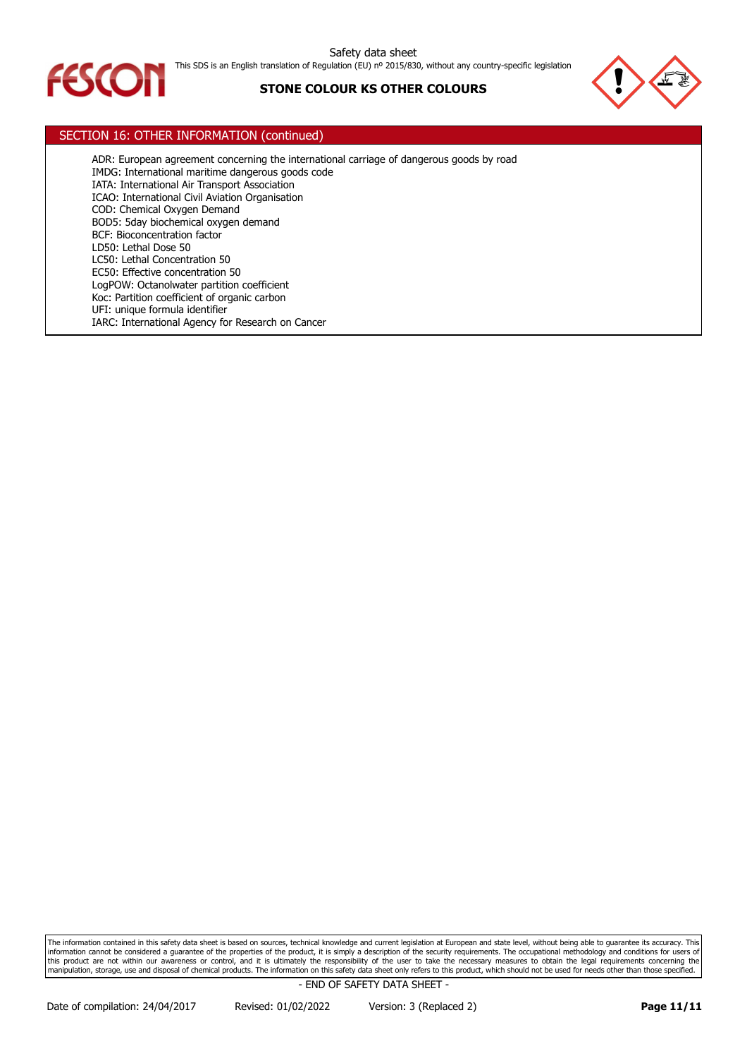## SECTION 16: OTHER INFORMATION (continued)

ADR: European agreement concerning the international carriage of dangerous goods by road
IMDG: International maritime dangerous goods code
IATA: International Air Transport Association
ICAO: International Civil Aviation Organisation
COD: Chemical Oxygen Demand
BOD5: 5day biochemical oxygen demand
BCF: Bioconcentration factor
LD50: Lethal Dose 50
LC50: Lethal Concentration 50
EC50: Effective concentration 50
LogPOW: Octanolwater partition coefficient
Koc: Partition coefficient of organic carbon
UFI: unique formula identifier
IARC: International Agency for Research on Cancer

The information contained in this safety data sheet is based on sources, technical knowledge and current legislation at European and state level, without being able to guarantee its accuracy. This information cannot be considered a guarantee of the properties of the product, it is simply a description of the security requirements. The occupational methodology and conditions for users of this product are not within our awareness or control, and it is ultimately the responsibility of the user to take the necessary measures to obtain the legal requirements concerning the manipulation, storage, use and disposal of chemical products. The information on this safety data sheet only refers to this product, which should not be used for needs other than those specified.

- END OF SAFETY DATA SHEET -